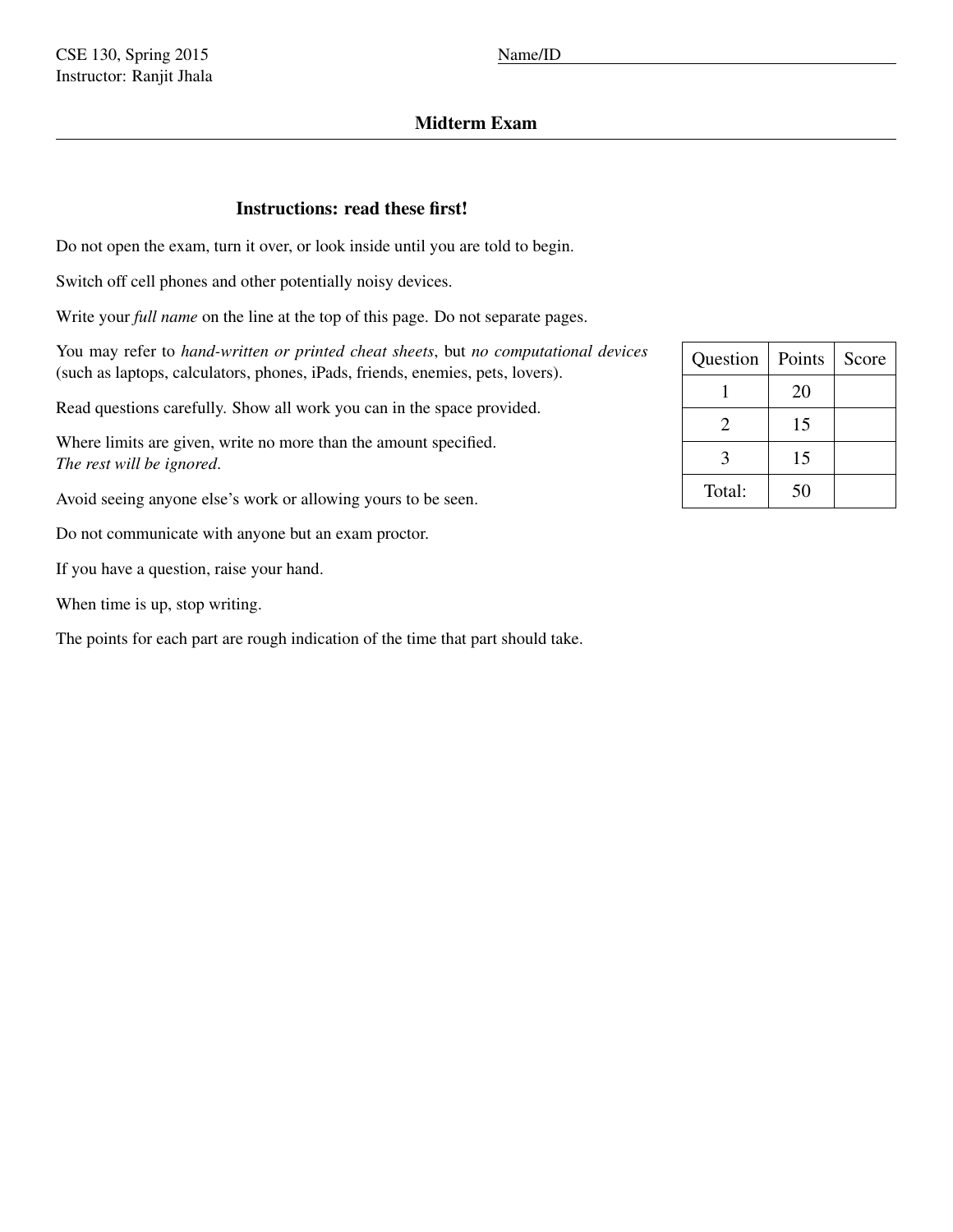CSE 130, Spring 2015
Instructor: Ranjit Jhala

Name/ID ______________________________

# Midterm Exam

## Instructions: read these first!

Do not open the exam, turn it over, or look inside until you are told to begin.

Switch off cell phones and other potentially noisy devices.

Write your *full name* on the line at the top of this page. Do not separate pages.

You may refer to *hand-written or printed cheat sheets*, but *no computational devices* (such as laptops, calculators, phones, iPads, friends, enemies, pets, lovers).

Read questions carefully. Show all work you can in the space provided.

Where limits are given, write no more than the amount specified.
*The rest will be ignored.*

Avoid seeing anyone else's work or allowing yours to be seen.

Do not communicate with anyone but an exam proctor.

If you have a question, raise your hand.

When time is up, stop writing.

The points for each part are rough indication of the time that part should take.

| Question | Points | Score |
| --- | --- | --- |
| 1 | 20 | |
| 2 | 15 | |
| 3 | 15 | |
| Total: | 50 | |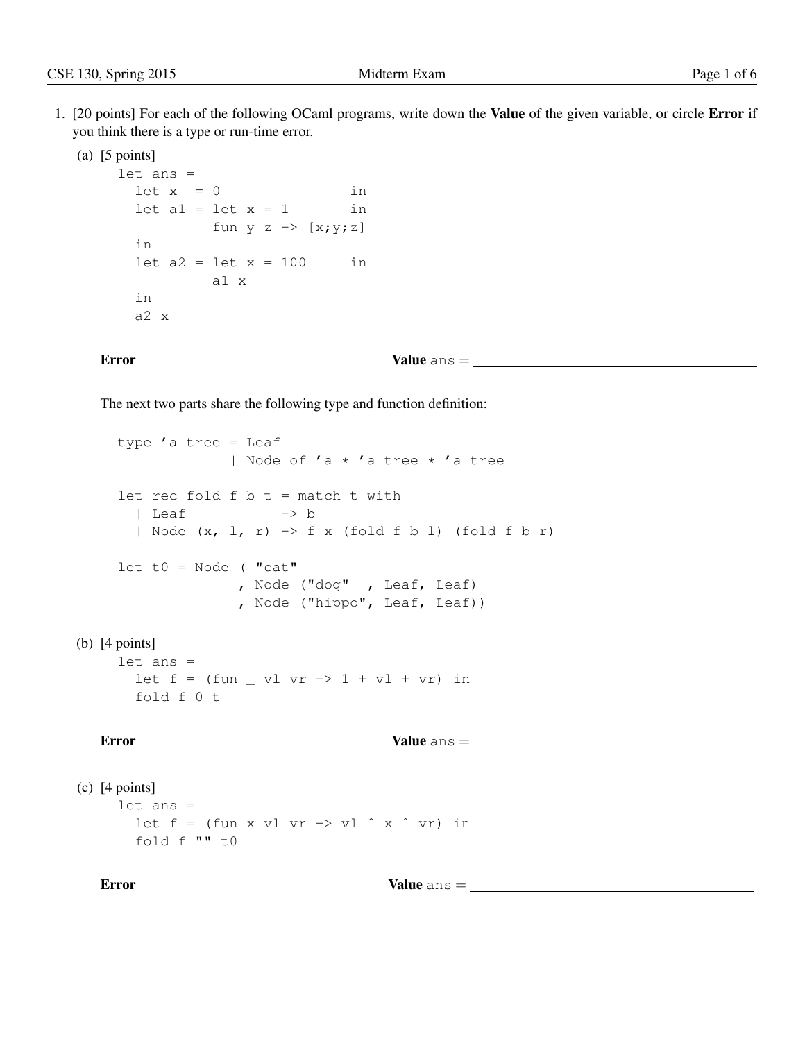1. [20 points] For each of the following OCaml programs, write down the **Value** of the given variable, or circle **Error** if you think there is a type or run-time error.

   (a) [5 points]

   ```
   let ans =
     let x  = 0                in
     let a1 = let x = 1        in
              fun y z -> [x;y;z]
     in
     let a2 = let x = 100      in
              a1 x
     in
     a2 x
   ```

   **Error** **Value** ans = \_\_\_\_\_\_\_\_\_\_\_\_\_\_\_\_\_\_\_\_\_\_\_\_

   The next two parts share the following type and function definition:

   ```
   type 'a tree = Leaf
                | Node of 'a * 'a tree * 'a tree

   let rec fold f b t = match t with
     | Leaf           -> b
     | Node (x, l, r) -> f x (fold f b l) (fold f b r)

   let t0 = Node ( "cat"
                 , Node ("dog"  , Leaf, Leaf)
                 , Node ("hippo", Leaf, Leaf))
   ```

   (b) [4 points]

   ```
   let ans =
     let f = (fun _ vl vr -> 1 + vl + vr) in
     fold f 0 t
   ```

   **Error** **Value** ans = \_\_\_\_\_\_\_\_\_\_\_\_\_\_\_\_\_\_\_\_\_\_\_\_

   (c) [4 points]

   ```
   let ans =
     let f = (fun x vl vr -> vl ^ x ^ vr) in
     fold f "" t0
   ```

   **Error** **Value** ans = \_\_\_\_\_\_\_\_\_\_\_\_\_\_\_\_\_\_\_\_\_\_\_\_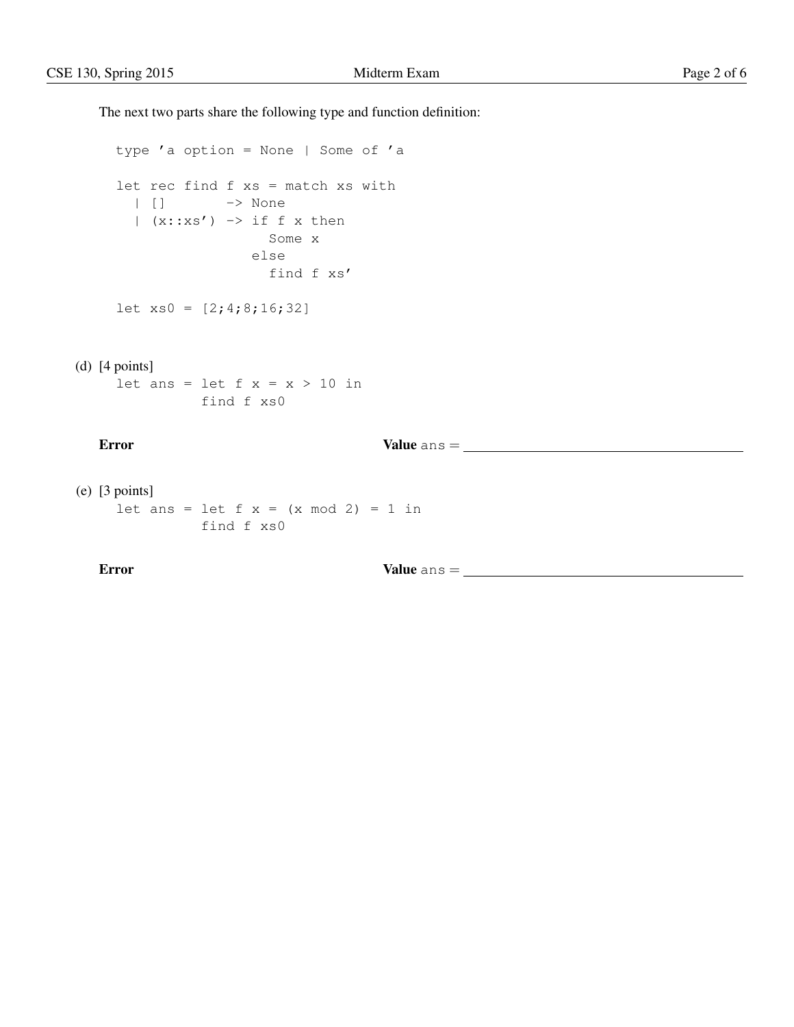The next two parts share the following type and function definition:

```
type 'a option = None | Some of 'a

let rec find f xs = match xs with
  | []       -> None
  | (x::xs') -> if f x then
                  Some x
                else
                  find f xs'

let xs0 = [2;4;8;16;32]
```

(d) [4 points]

```
let ans = let f x = x > 10 in
          find f xs0
```

**Error** **Value** `ans` = \_\_\_\_\_\_\_\_\_\_\_\_\_\_\_\_\_\_\_\_\_\_\_\_\_\_\_\_\_\_

(e) [3 points]

```
let ans = let f x = (x mod 2) = 1 in
          find f xs0
```

**Error** **Value** `ans` = \_\_\_\_\_\_\_\_\_\_\_\_\_\_\_\_\_\_\_\_\_\_\_\_\_\_\_\_\_\_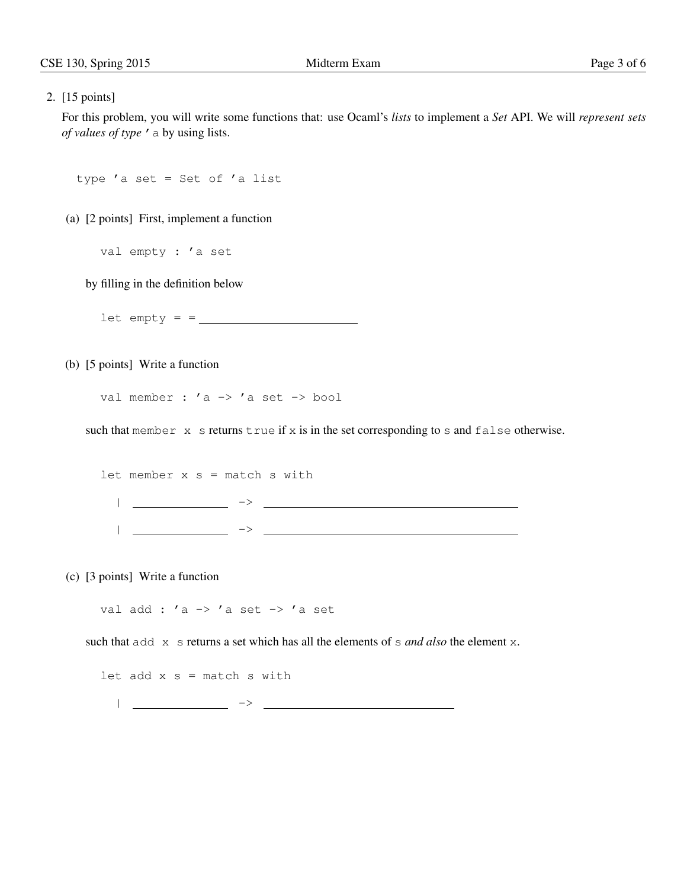2. [15 points]

For this problem, you will write some functions that: use Ocaml's *lists* to implement a *Set* API. We will *represent sets of values of type* `'a` by using lists.

```
type 'a set = Set of 'a list
```

(a) [2 points] First, implement a function

```
val empty : 'a set
```

by filling in the definition below

```
let empty = = ________________________
```

(b) [5 points] Write a function

```
val member : 'a -> 'a set -> bool
```

such that `member x s` returns `true` if `x` is in the set corresponding to `s` and `false` otherwise.

```
let member x s = match s with
  | _______________ -> ________________________________________
  | _______________ -> ________________________________________
```

(c) [3 points] Write a function

```
val add : 'a -> 'a set -> 'a set
```

such that `add x s` returns a set which has all the elements of `s` *and also* the element `x`.

```
let add x s = match s with
  | _______________ -> ______________________________
```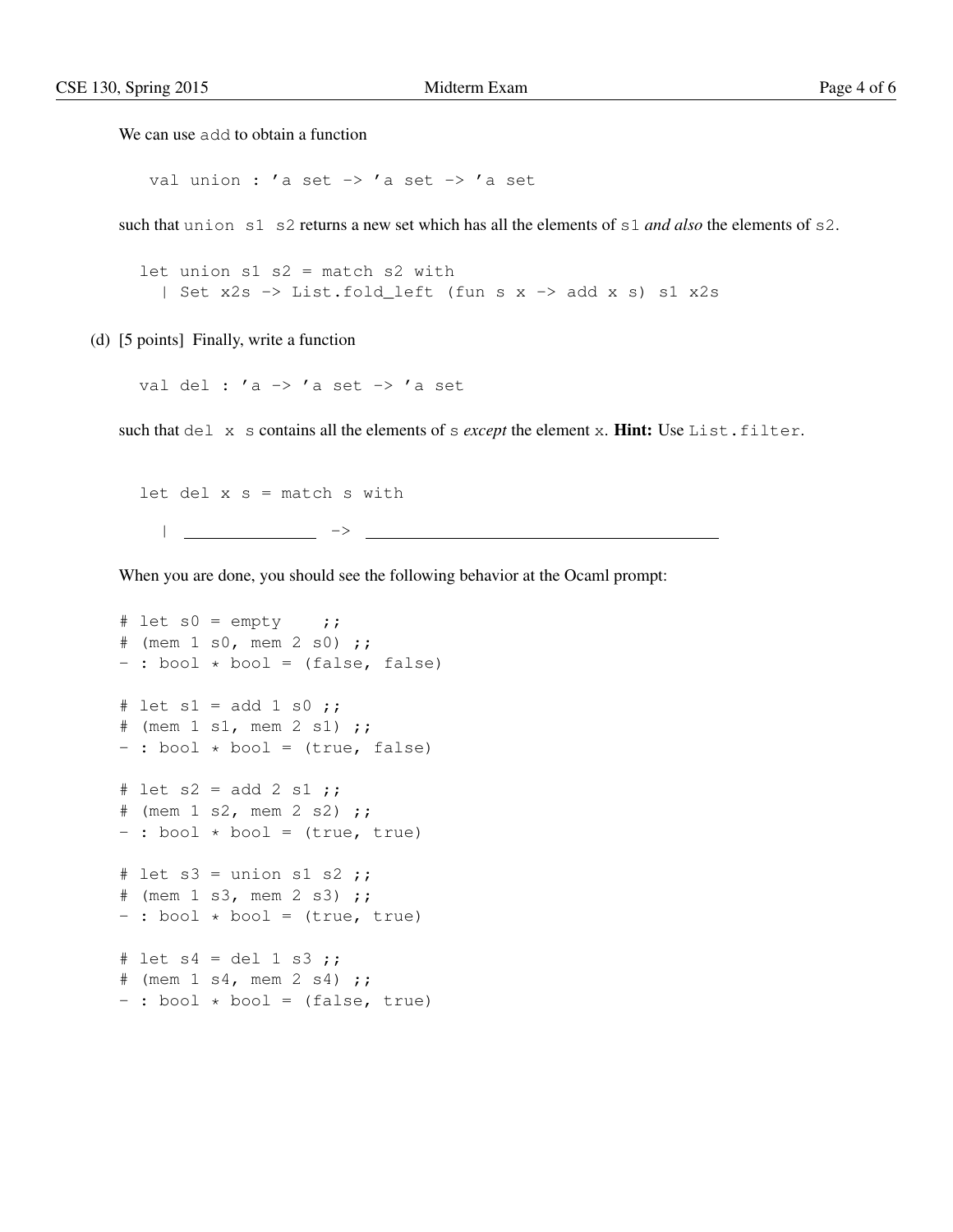We can use `add` to obtain a function

```
val union : 'a set -> 'a set -> 'a set
```

such that `union s1 s2` returns a new set which has all the elements of `s1` *and also* the elements of `s2`.

```
let union s1 s2 = match s2 with
  | Set x2s -> List.fold_left (fun s x -> add x s) s1 x2s
```

(d) [5 points] Finally, write a function

```
val del : 'a -> 'a set -> 'a set
```

such that `del x s` contains all the elements of `s` *except* the element `x`. **Hint:** Use `List.filter`.

```
let del x s = match s with

  | ______________ -> ________________________________________
```

When you are done, you should see the following behavior at the Ocaml prompt:

```
# let s0 = empty    ;;
# (mem 1 s0, mem 2 s0) ;;
- : bool * bool = (false, false)

# let s1 = add 1 s0 ;;
# (mem 1 s1, mem 2 s1) ;;
- : bool * bool = (true, false)

# let s2 = add 2 s1 ;;
# (mem 1 s2, mem 2 s2) ;;
- : bool * bool = (true, true)

# let s3 = union s1 s2 ;;
# (mem 1 s3, mem 2 s3) ;;
- : bool * bool = (true, true)

# let s4 = del 1 s3 ;;
# (mem 1 s4, mem 2 s4) ;;
- : bool * bool = (false, true)
```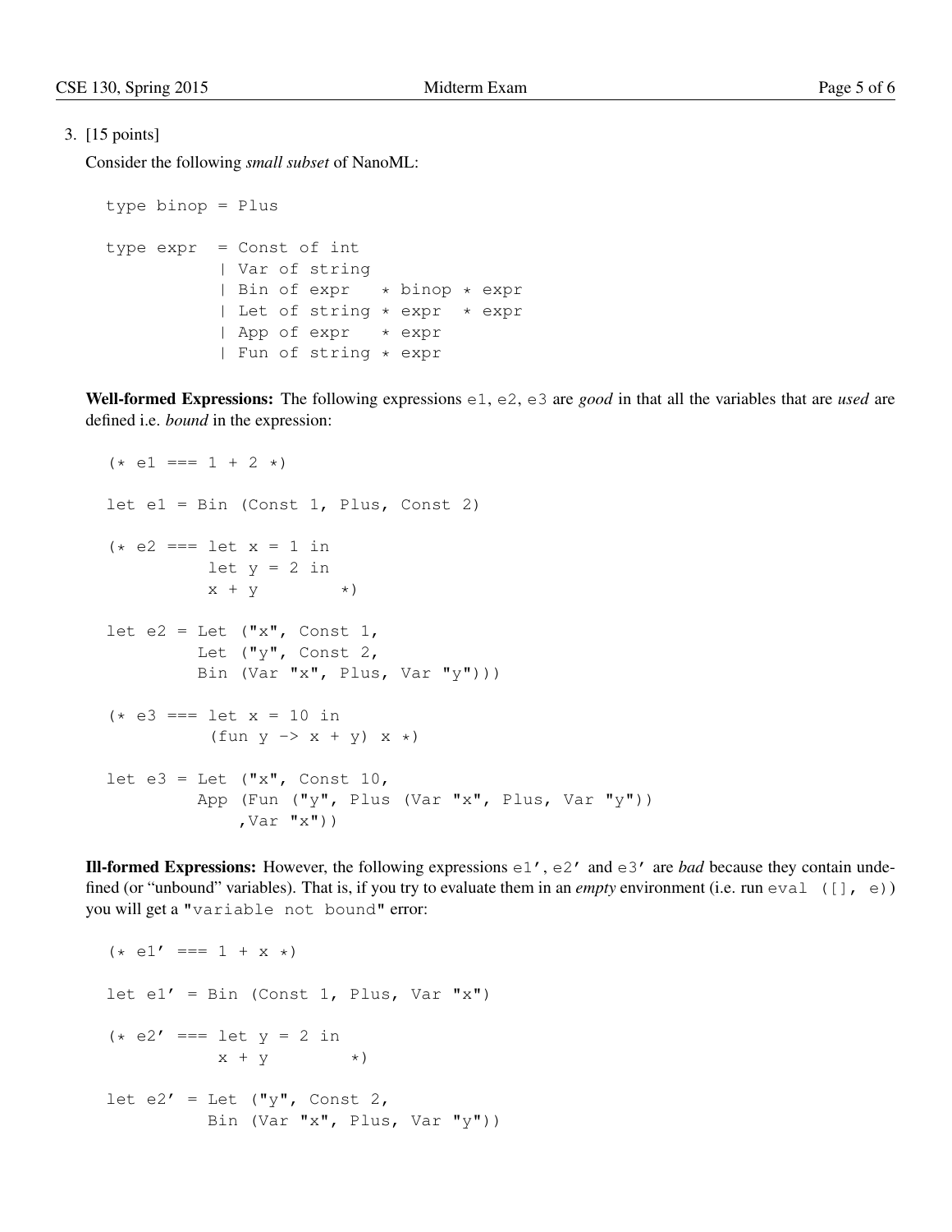3. [15 points]

Consider the following *small subset* of NanoML:

```
type binop = Plus

type expr  = Const of int
           | Var of string
           | Bin of expr   * binop * expr
           | Let of string * expr  * expr
           | App of expr   * expr
           | Fun of string * expr
```

**Well-formed Expressions:** The following expressions `e1`, `e2`, `e3` are *good* in that all the variables that are *used* are defined i.e. *bound* in the expression:

```
(* e1 === 1 + 2 *)

let e1 = Bin (Const 1, Plus, Const 2)

(* e2 === let x = 1 in
          let y = 2 in
          x + y        *)

let e2 = Let ("x", Const 1,
         Let ("y", Const 2,
         Bin (Var "x", Plus, Var "y")))

(* e3 === let x = 10 in
          (fun y -> x + y) x *)

let e3 = Let ("x", Const 10,
         App (Fun ("y", Plus (Var "x", Plus, Var "y"))
             ,Var "x"))
```

**Ill-formed Expressions:** However, the following expressions `e1'`, `e2'` and `e3'` are *bad* because they contain undefined (or "unbound" variables). That is, if you try to evaluate them in an *empty* environment (i.e. run `eval ([], e)`) you will get a `"variable not bound"` error:

```
(* e1' === 1 + x *)

let e1' = Bin (Const 1, Plus, Var "x")

(* e2' === let y = 2 in
           x + y        *)

let e2' = Let ("y", Const 2,
          Bin (Var "x", Plus, Var "y"))
```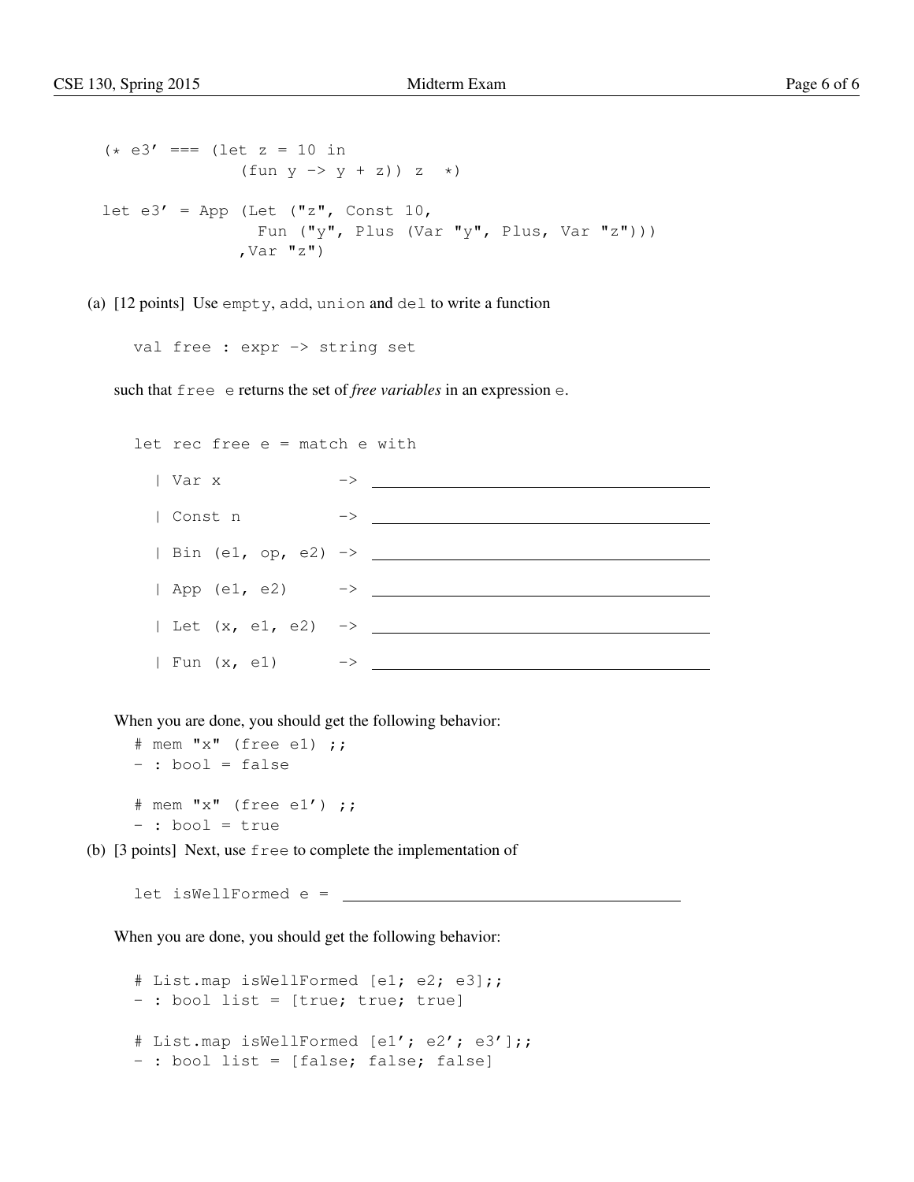```
(* e3' === (let z = 10 in
              (fun y -> y + z)) z  *)

let e3' = App (Let ("z", Const 10,
                Fun ("y", Plus (Var "y", Plus, Var "z")))
              ,Var "z")
```

(a) [12 points] Use `empty`, `add`, `union` and `del` to write a function

```
val free : expr -> string set
```

such that `free e` returns the set of *free variables* in an expression `e`.

```
let rec free e = match e with

  | Var x            -> ________________________________

  | Const n          -> ________________________________

  | Bin (e1, op, e2) -> ________________________________

  | App (e1, e2)     -> ________________________________

  | Let (x, e1, e2)  -> ________________________________

  | Fun (x, e1)      -> ________________________________
```

When you are done, you should get the following behavior:

```
# mem "x" (free e1) ;;
- : bool = false

# mem "x" (free e1') ;;
- : bool = true
```

(b) [3 points] Next, use `free` to complete the implementation of

```
let isWellFormed e = ________________________________
```

When you are done, you should get the following behavior:

```
# List.map isWellFormed [e1; e2; e3];;
- : bool list = [true; true; true]

# List.map isWellFormed [e1'; e2'; e3'];;
- : bool list = [false; false; false]
```